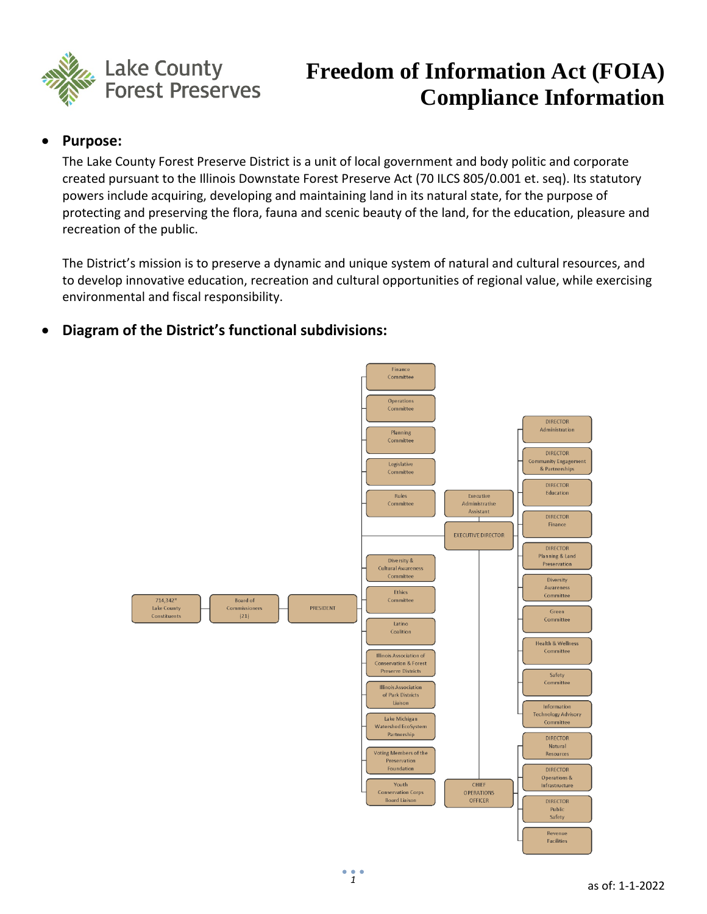# Freedom of Information Act (FOIA) Compliance Information

Lake County Forest Preserves

- **Purpose:**

  The Lake County Forest Preserve District is a unit of local government and body politic and corporate created pursuant to the Illinois Downstate Forest Preserve Act (70 ILCS 805/0.001 et. seq). Its statutory powers include acquiring, developing and maintaining land in its natural state, for the purpose of protecting and preserving the flora, fauna and scenic beauty of the land, for the education, pleasure and recreation of the public.

  The District's mission is to preserve a dynamic and unique system of natural and cultural resources, and to develop innovative education, recreation and cultural opportunities of regional value, while exercising environmental and fiscal responsibility.

- **Diagram of the District's functional subdivisions:**

714,342* Lake County Constituents → Board of Commissioners (21) → PRESIDENT

PRESIDENT:
- Finance Committee
- Operations Committee
- Planning Committee
- Legislative Committee
- Rules Committee
- EXECUTIVE DIRECTOR
- Diversity & Cultural Awareness Committee
- Ethics Committee
- Latino Coalition
- Illinois Association of Conservation & Forest Preserve Districts
- Illinois Association of Park Districts Liaison
- Lake Michigan Watershed EcoSystem Partnership
- Voting Members of the Preservation Foundation
- Youth Conservation Corps Board Liaison

EXECUTIVE DIRECTOR:
- Executive Administrative Assistant
- DIRECTOR Administration
- DIRECTOR Community Engagement & Partnerships
- DIRECTOR Education
- DIRECTOR Finance
- DIRECTOR Planning & Land Preservation
- Diversity Awareness Committee
- Green Committee
- Health & Wellness Committee
- Safety Committee
- Information Technology Advisory Committee
- CHIEF OPERATIONS OFFICER

CHIEF OPERATIONS OFFICER:
- DIRECTOR Natural Resources
- DIRECTOR Operations & Infrastructure
- DIRECTOR Public Safety
- Revenue Facilities

as of: 1-1-2022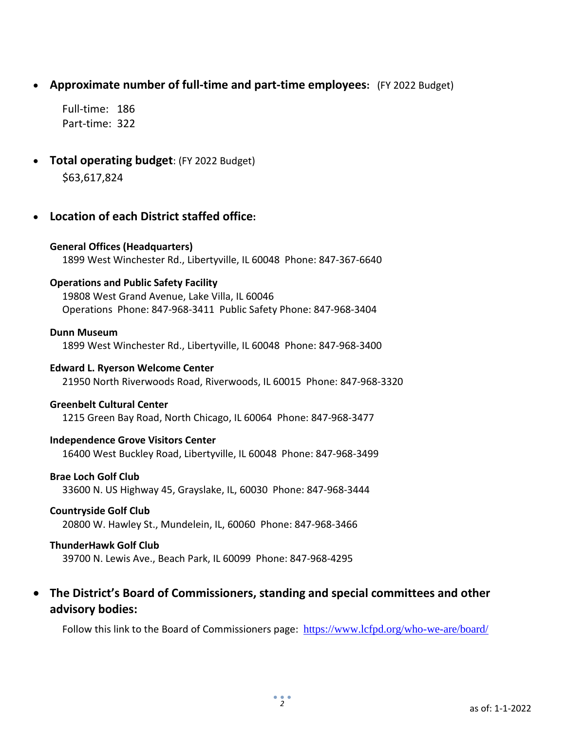- **Approximate number of full-time and part-time employees:** (FY 2022 Budget)

  Full-time: 186
  Part-time: 322

- **Total operating budget**: (FY 2022 Budget)

  $63,617,824

- **Location of each District staffed office:**

  **General Offices (Headquarters)**
  1899 West Winchester Rd., Libertyville, IL 60048 Phone: 847-367-6640

  **Operations and Public Safety Facility**
  19808 West Grand Avenue, Lake Villa, IL 60046
  Operations Phone: 847-968-3411 Public Safety Phone: 847-968-3404

  **Dunn Museum**
  1899 West Winchester Rd., Libertyville, IL 60048 Phone: 847-968-3400

  **Edward L. Ryerson Welcome Center**
  21950 North Riverwoods Road, Riverwoods, IL 60015 Phone: 847-968-3320

  **Greenbelt Cultural Center**
  1215 Green Bay Road, North Chicago, IL 60064 Phone: 847-968-3477

  **Independence Grove Visitors Center**
  16400 West Buckley Road, Libertyville, IL 60048 Phone: 847-968-3499

  **Brae Loch Golf Club**
  33600 N. US Highway 45, Grayslake, IL, 60030 Phone: 847-968-3444

  **Countryside Golf Club**
  20800 W. Hawley St., Mundelein, IL, 60060 Phone: 847-968-3466

  **ThunderHawk Golf Club**
  39700 N. Lewis Ave., Beach Park, IL 60099 Phone: 847-968-4295

- **The District's Board of Commissioners, standing and special committees and other advisory bodies:**

  Follow this link to the Board of Commissioners page: https://www.lcfpd.org/who-we-are/board/

as of: 1-1-2022